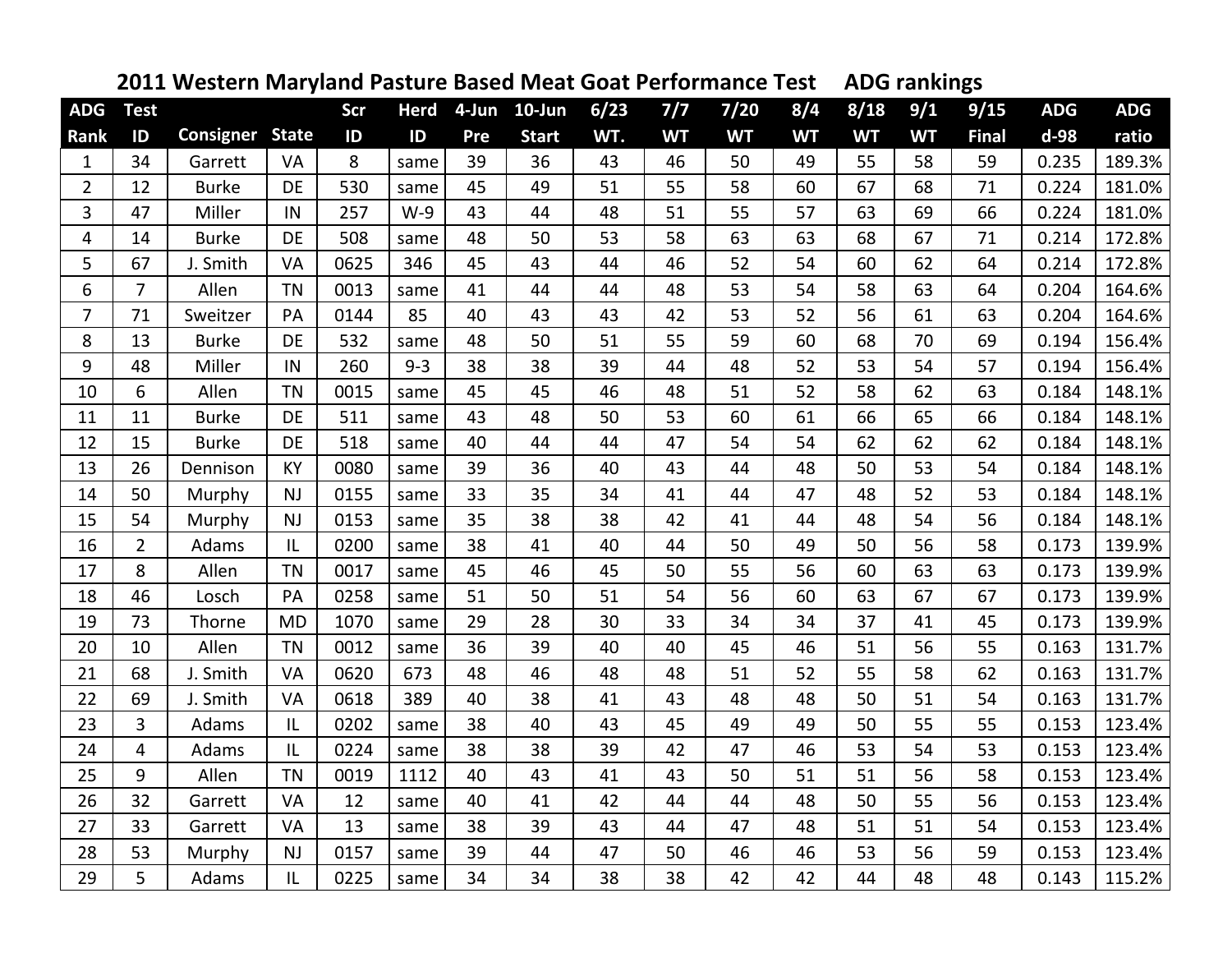## 2011 Western Maryland Pasture Based Meat Goat Performance Test ADG rankings

| ADG Rank | Test ID | Consigner | State | Scr ID | Herd ID | 4-Jun Pre | 10-Jun Start | 6/23 WT. | 7/7 WT | 7/20 WT | 8/4 WT | 8/18 WT | 9/1 WT | 9/15 Final | ADG d-98 | ADG ratio |
|---|---|---|---|---|---|---|---|---|---|---|---|---|---|---|---|---|
| 1 | 34 | Garrett | VA | 8 | same | 39 | 36 | 43 | 46 | 50 | 49 | 55 | 58 | 59 | 0.235 | 189.3% |
| 2 | 12 | Burke | DE | 530 | same | 45 | 49 | 51 | 55 | 58 | 60 | 67 | 68 | 71 | 0.224 | 181.0% |
| 3 | 47 | Miller | IN | 257 | W-9 | 43 | 44 | 48 | 51 | 55 | 57 | 63 | 69 | 66 | 0.224 | 181.0% |
| 4 | 14 | Burke | DE | 508 | same | 48 | 50 | 53 | 58 | 63 | 63 | 68 | 67 | 71 | 0.214 | 172.8% |
| 5 | 67 | J. Smith | VA | 0625 | 346 | 45 | 43 | 44 | 46 | 52 | 54 | 60 | 62 | 64 | 0.214 | 172.8% |
| 6 | 7 | Allen | TN | 0013 | same | 41 | 44 | 44 | 48 | 53 | 54 | 58 | 63 | 64 | 0.204 | 164.6% |
| 7 | 71 | Sweitzer | PA | 0144 | 85 | 40 | 43 | 43 | 42 | 53 | 52 | 56 | 61 | 63 | 0.204 | 164.6% |
| 8 | 13 | Burke | DE | 532 | same | 48 | 50 | 51 | 55 | 59 | 60 | 68 | 70 | 69 | 0.194 | 156.4% |
| 9 | 48 | Miller | IN | 260 | 9-3 | 38 | 38 | 39 | 44 | 48 | 52 | 53 | 54 | 57 | 0.194 | 156.4% |
| 10 | 6 | Allen | TN | 0015 | same | 45 | 45 | 46 | 48 | 51 | 52 | 58 | 62 | 63 | 0.184 | 148.1% |
| 11 | 11 | Burke | DE | 511 | same | 43 | 48 | 50 | 53 | 60 | 61 | 66 | 65 | 66 | 0.184 | 148.1% |
| 12 | 15 | Burke | DE | 518 | same | 40 | 44 | 44 | 47 | 54 | 54 | 62 | 62 | 62 | 0.184 | 148.1% |
| 13 | 26 | Dennison | KY | 0080 | same | 39 | 36 | 40 | 43 | 44 | 48 | 50 | 53 | 54 | 0.184 | 148.1% |
| 14 | 50 | Murphy | NJ | 0155 | same | 33 | 35 | 34 | 41 | 44 | 47 | 48 | 52 | 53 | 0.184 | 148.1% |
| 15 | 54 | Murphy | NJ | 0153 | same | 35 | 38 | 38 | 42 | 41 | 44 | 48 | 54 | 56 | 0.184 | 148.1% |
| 16 | 2 | Adams | IL | 0200 | same | 38 | 41 | 40 | 44 | 50 | 49 | 50 | 56 | 58 | 0.173 | 139.9% |
| 17 | 8 | Allen | TN | 0017 | same | 45 | 46 | 45 | 50 | 55 | 56 | 60 | 63 | 63 | 0.173 | 139.9% |
| 18 | 46 | Losch | PA | 0258 | same | 51 | 50 | 51 | 54 | 56 | 60 | 63 | 67 | 67 | 0.173 | 139.9% |
| 19 | 73 | Thorne | MD | 1070 | same | 29 | 28 | 30 | 33 | 34 | 34 | 37 | 41 | 45 | 0.173 | 139.9% |
| 20 | 10 | Allen | TN | 0012 | same | 36 | 39 | 40 | 40 | 45 | 46 | 51 | 56 | 55 | 0.163 | 131.7% |
| 21 | 68 | J. Smith | VA | 0620 | 673 | 48 | 46 | 48 | 48 | 51 | 52 | 55 | 58 | 62 | 0.163 | 131.7% |
| 22 | 69 | J. Smith | VA | 0618 | 389 | 40 | 38 | 41 | 43 | 48 | 48 | 50 | 51 | 54 | 0.163 | 131.7% |
| 23 | 3 | Adams | IL | 0202 | same | 38 | 40 | 43 | 45 | 49 | 49 | 50 | 55 | 55 | 0.153 | 123.4% |
| 24 | 4 | Adams | IL | 0224 | same | 38 | 38 | 39 | 42 | 47 | 46 | 53 | 54 | 53 | 0.153 | 123.4% |
| 25 | 9 | Allen | TN | 0019 | 1112 | 40 | 43 | 41 | 43 | 50 | 51 | 51 | 56 | 58 | 0.153 | 123.4% |
| 26 | 32 | Garrett | VA | 12 | same | 40 | 41 | 42 | 44 | 44 | 48 | 50 | 55 | 56 | 0.153 | 123.4% |
| 27 | 33 | Garrett | VA | 13 | same | 38 | 39 | 43 | 44 | 47 | 48 | 51 | 51 | 54 | 0.153 | 123.4% |
| 28 | 53 | Murphy | NJ | 0157 | same | 39 | 44 | 47 | 50 | 46 | 46 | 53 | 56 | 59 | 0.153 | 123.4% |
| 29 | 5 | Adams | IL | 0225 | same | 34 | 34 | 38 | 38 | 42 | 42 | 44 | 48 | 48 | 0.143 | 115.2% |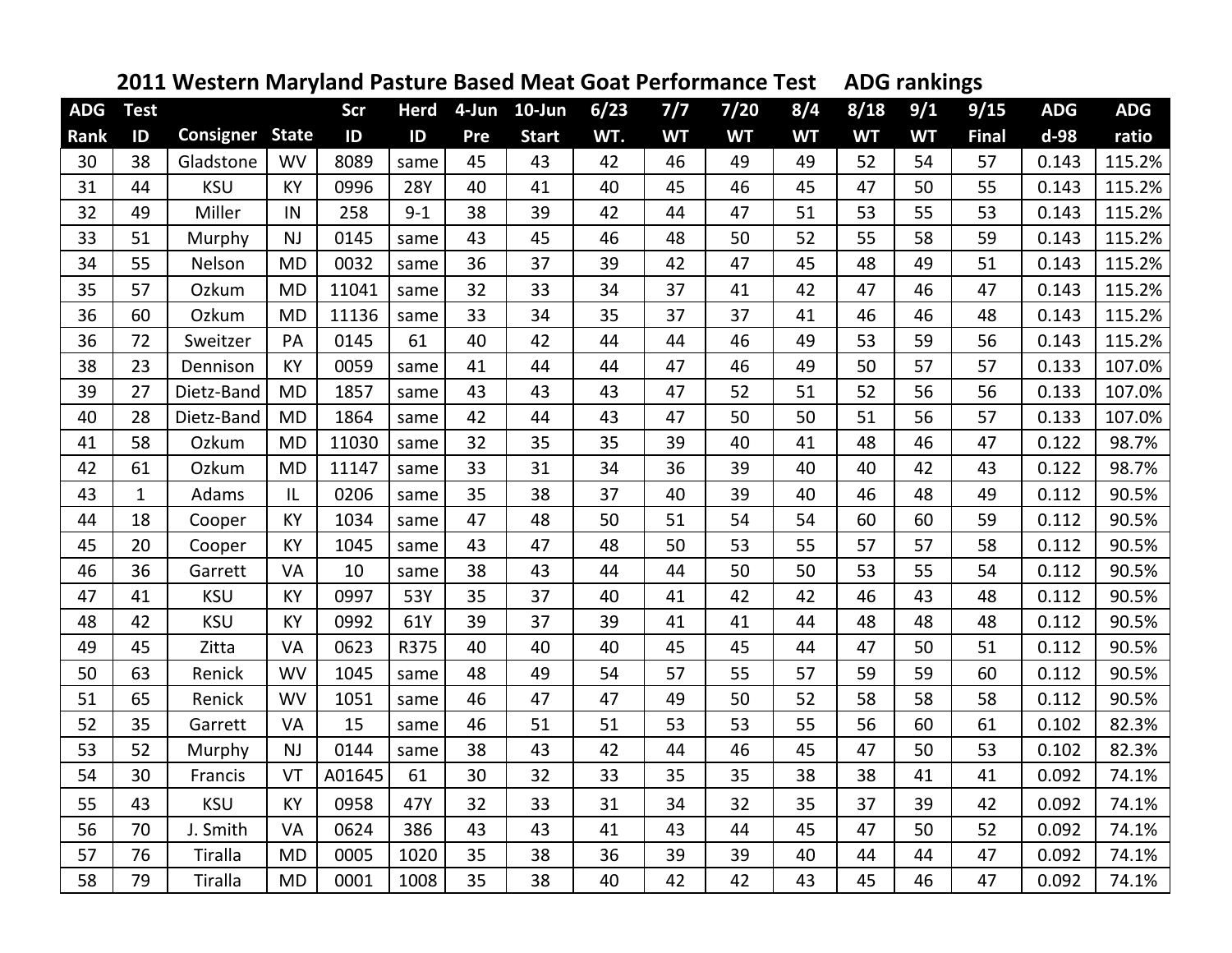## 2011 Western Maryland Pasture Based Meat Goat Performance Test     ADG rankings

| ADG Rank | Test ID | Consigner | State | Scr ID | Herd ID | 4-Jun Pre | 10-Jun Start | 6/23 WT. | 7/7 WT | 7/20 WT | 8/4 WT | 8/18 WT | 9/1 WT | 9/15 Final | ADG d-98 | ADG ratio |
|---|---|---|---|---|---|---|---|---|---|---|---|---|---|---|---|---|
| 30 | 38 | Gladstone | WV | 8089 | same | 45 | 43 | 42 | 46 | 49 | 49 | 52 | 54 | 57 | 0.143 | 115.2% |
| 31 | 44 | KSU | KY | 0996 | 28Y | 40 | 41 | 40 | 45 | 46 | 45 | 47 | 50 | 55 | 0.143 | 115.2% |
| 32 | 49 | Miller | IN | 258 | 9-1 | 38 | 39 | 42 | 44 | 47 | 51 | 53 | 55 | 53 | 0.143 | 115.2% |
| 33 | 51 | Murphy | NJ | 0145 | same | 43 | 45 | 46 | 48 | 50 | 52 | 55 | 58 | 59 | 0.143 | 115.2% |
| 34 | 55 | Nelson | MD | 0032 | same | 36 | 37 | 39 | 42 | 47 | 45 | 48 | 49 | 51 | 0.143 | 115.2% |
| 35 | 57 | Ozkum | MD | 11041 | same | 32 | 33 | 34 | 37 | 41 | 42 | 47 | 46 | 47 | 0.143 | 115.2% |
| 36 | 60 | Ozkum | MD | 11136 | same | 33 | 34 | 35 | 37 | 37 | 41 | 46 | 46 | 48 | 0.143 | 115.2% |
| 36 | 72 | Sweitzer | PA | 0145 | 61 | 40 | 42 | 44 | 44 | 46 | 49 | 53 | 59 | 56 | 0.143 | 115.2% |
| 38 | 23 | Dennison | KY | 0059 | same | 41 | 44 | 44 | 47 | 46 | 49 | 50 | 57 | 57 | 0.133 | 107.0% |
| 39 | 27 | Dietz-Band | MD | 1857 | same | 43 | 43 | 43 | 47 | 52 | 51 | 52 | 56 | 56 | 0.133 | 107.0% |
| 40 | 28 | Dietz-Band | MD | 1864 | same | 42 | 44 | 43 | 47 | 50 | 50 | 51 | 56 | 57 | 0.133 | 107.0% |
| 41 | 58 | Ozkum | MD | 11030 | same | 32 | 35 | 35 | 39 | 40 | 41 | 48 | 46 | 47 | 0.122 | 98.7% |
| 42 | 61 | Ozkum | MD | 11147 | same | 33 | 31 | 34 | 36 | 39 | 40 | 40 | 42 | 43 | 0.122 | 98.7% |
| 43 | 1 | Adams | IL | 0206 | same | 35 | 38 | 37 | 40 | 39 | 40 | 46 | 48 | 49 | 0.112 | 90.5% |
| 44 | 18 | Cooper | KY | 1034 | same | 47 | 48 | 50 | 51 | 54 | 54 | 60 | 60 | 59 | 0.112 | 90.5% |
| 45 | 20 | Cooper | KY | 1045 | same | 43 | 47 | 48 | 50 | 53 | 55 | 57 | 57 | 58 | 0.112 | 90.5% |
| 46 | 36 | Garrett | VA | 10 | same | 38 | 43 | 44 | 44 | 50 | 50 | 53 | 55 | 54 | 0.112 | 90.5% |
| 47 | 41 | KSU | KY | 0997 | 53Y | 35 | 37 | 40 | 41 | 42 | 42 | 46 | 43 | 48 | 0.112 | 90.5% |
| 48 | 42 | KSU | KY | 0992 | 61Y | 39 | 37 | 39 | 41 | 41 | 44 | 48 | 48 | 48 | 0.112 | 90.5% |
| 49 | 45 | Zitta | VA | 0623 | R375 | 40 | 40 | 40 | 45 | 45 | 44 | 47 | 50 | 51 | 0.112 | 90.5% |
| 50 | 63 | Renick | WV | 1045 | same | 48 | 49 | 54 | 57 | 55 | 57 | 59 | 59 | 60 | 0.112 | 90.5% |
| 51 | 65 | Renick | WV | 1051 | same | 46 | 47 | 47 | 49 | 50 | 52 | 58 | 58 | 58 | 0.112 | 90.5% |
| 52 | 35 | Garrett | VA | 15 | same | 46 | 51 | 51 | 53 | 53 | 55 | 56 | 60 | 61 | 0.102 | 82.3% |
| 53 | 52 | Murphy | NJ | 0144 | same | 38 | 43 | 42 | 44 | 46 | 45 | 47 | 50 | 53 | 0.102 | 82.3% |
| 54 | 30 | Francis | VT | A01645 | 61 | 30 | 32 | 33 | 35 | 35 | 38 | 38 | 41 | 41 | 0.092 | 74.1% |
| 55 | 43 | KSU | KY | 0958 | 47Y | 32 | 33 | 31 | 34 | 32 | 35 | 37 | 39 | 42 | 0.092 | 74.1% |
| 56 | 70 | J. Smith | VA | 0624 | 386 | 43 | 43 | 41 | 43 | 44 | 45 | 47 | 50 | 52 | 0.092 | 74.1% |
| 57 | 76 | Tiralla | MD | 0005 | 1020 | 35 | 38 | 36 | 39 | 39 | 40 | 44 | 44 | 47 | 0.092 | 74.1% |
| 58 | 79 | Tiralla | MD | 0001 | 1008 | 35 | 38 | 40 | 42 | 42 | 43 | 45 | 46 | 47 | 0.092 | 74.1% |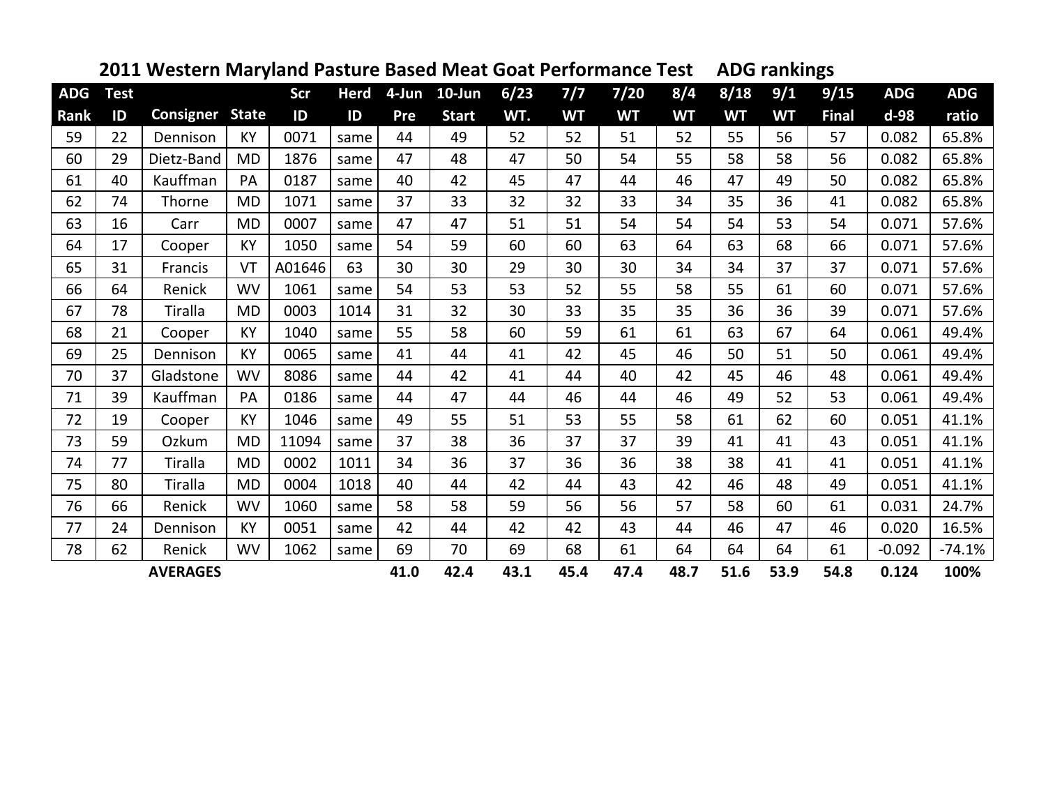## 2011 Western Maryland Pasture Based Meat Goat Performance Test ADG rankings

| ADG Rank | Test ID | Consigner | State | Scr ID | Herd ID | 4-Jun Pre | 10-Jun Start | 6/23 WT. | 7/7 WT | 7/20 WT | 8/4 WT | 8/18 WT | 9/1 WT | 9/15 Final | ADG d-98 | ADG ratio |
|---|---|---|---|---|---|---|---|---|---|---|---|---|---|---|---|---|
| 59 | 22 | Dennison | KY | 0071 | same | 44 | 49 | 52 | 52 | 51 | 52 | 55 | 56 | 57 | 0.082 | 65.8% |
| 60 | 29 | Dietz-Band | MD | 1876 | same | 47 | 48 | 47 | 50 | 54 | 55 | 58 | 58 | 56 | 0.082 | 65.8% |
| 61 | 40 | Kauffman | PA | 0187 | same | 40 | 42 | 45 | 47 | 44 | 46 | 47 | 49 | 50 | 0.082 | 65.8% |
| 62 | 74 | Thorne | MD | 1071 | same | 37 | 33 | 32 | 32 | 33 | 34 | 35 | 36 | 41 | 0.082 | 65.8% |
| 63 | 16 | Carr | MD | 0007 | same | 47 | 47 | 51 | 51 | 54 | 54 | 54 | 53 | 54 | 0.071 | 57.6% |
| 64 | 17 | Cooper | KY | 1050 | same | 54 | 59 | 60 | 60 | 63 | 64 | 63 | 68 | 66 | 0.071 | 57.6% |
| 65 | 31 | Francis | VT | A01646 | 63 | 30 | 30 | 29 | 30 | 30 | 34 | 34 | 37 | 37 | 0.071 | 57.6% |
| 66 | 64 | Renick | WV | 1061 | same | 54 | 53 | 53 | 52 | 55 | 58 | 55 | 61 | 60 | 0.071 | 57.6% |
| 67 | 78 | Tiralla | MD | 0003 | 1014 | 31 | 32 | 30 | 33 | 35 | 35 | 36 | 36 | 39 | 0.071 | 57.6% |
| 68 | 21 | Cooper | KY | 1040 | same | 55 | 58 | 60 | 59 | 61 | 61 | 63 | 67 | 64 | 0.061 | 49.4% |
| 69 | 25 | Dennison | KY | 0065 | same | 41 | 44 | 41 | 42 | 45 | 46 | 50 | 51 | 50 | 0.061 | 49.4% |
| 70 | 37 | Gladstone | WV | 8086 | same | 44 | 42 | 41 | 44 | 40 | 42 | 45 | 46 | 48 | 0.061 | 49.4% |
| 71 | 39 | Kauffman | PA | 0186 | same | 44 | 47 | 44 | 46 | 44 | 46 | 49 | 52 | 53 | 0.061 | 49.4% |
| 72 | 19 | Cooper | KY | 1046 | same | 49 | 55 | 51 | 53 | 55 | 58 | 61 | 62 | 60 | 0.051 | 41.1% |
| 73 | 59 | Ozkum | MD | 11094 | same | 37 | 38 | 36 | 37 | 37 | 39 | 41 | 41 | 43 | 0.051 | 41.1% |
| 74 | 77 | Tiralla | MD | 0002 | 1011 | 34 | 36 | 37 | 36 | 36 | 38 | 38 | 41 | 41 | 0.051 | 41.1% |
| 75 | 80 | Tiralla | MD | 0004 | 1018 | 40 | 44 | 42 | 44 | 43 | 42 | 46 | 48 | 49 | 0.051 | 41.1% |
| 76 | 66 | Renick | WV | 1060 | same | 58 | 58 | 59 | 56 | 56 | 57 | 58 | 60 | 61 | 0.031 | 24.7% |
| 77 | 24 | Dennison | KY | 0051 | same | 42 | 44 | 42 | 42 | 43 | 44 | 46 | 47 | 46 | 0.020 | 16.5% |
| 78 | 62 | Renick | WV | 1062 | same | 69 | 70 | 69 | 68 | 61 | 64 | 64 | 64 | 61 | -0.092 | -74.1% |
| | | **AVERAGES** | | | | **41.0** | **42.4** | **43.1** | **45.4** | **47.4** | **48.7** | **51.6** | **53.9** | **54.8** | **0.124** | **100%** |